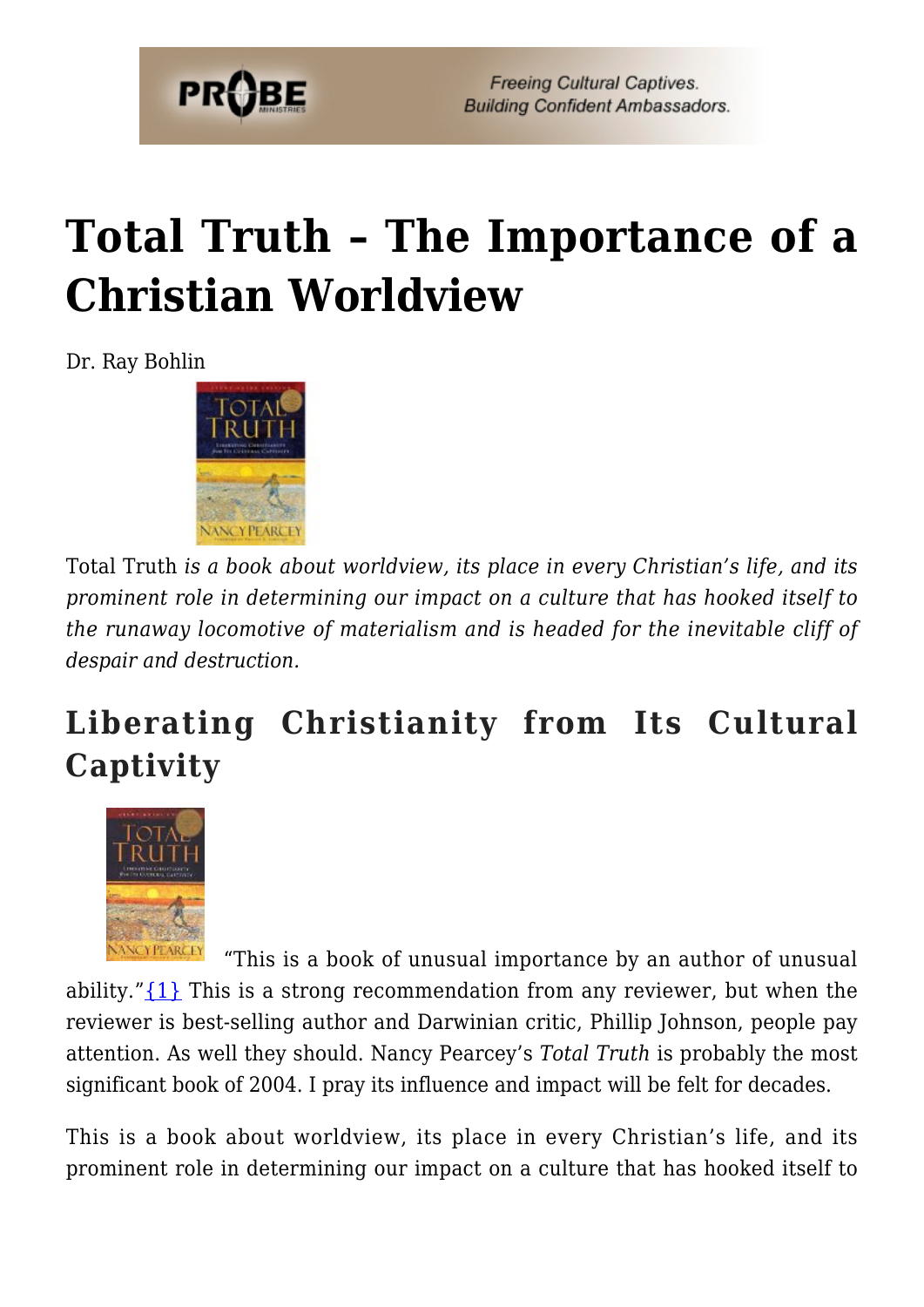# Total Truth – The Importance of a Christian Worldview

Dr. Ray Bohlin

Total Truth *is a book about worldview, its place in every Christian's life, and its prominent role in determining our impact on a culture that has hooked itself to the runaway locomotive of materialism and is headed for the inevitable cliff of despair and destruction.*

## Liberating Christianity from Its Cultural Captivity

"This is a book of unusual importance by an author of unusual ability."{1} This is a strong recommendation from any reviewer, but when the reviewer is best-selling author and Darwinian critic, Phillip Johnson, people pay attention. As well they should. Nancy Pearcey's *Total Truth* is probably the most significant book of 2004. I pray its influence and impact will be felt for decades.

This is a book about worldview, its place in every Christian's life, and its prominent role in determining our impact on a culture that has hooked itself to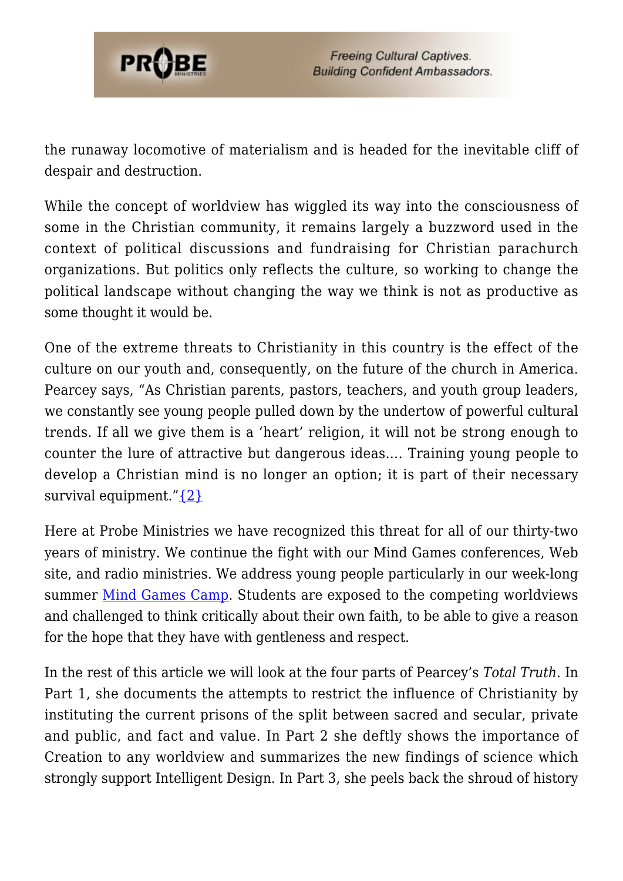the runaway locomotive of materialism and is headed for the inevitable cliff of despair and destruction.

While the concept of worldview has wiggled its way into the consciousness of some in the Christian community, it remains largely a buzzword used in the context of political discussions and fundraising for Christian parachurch organizations. But politics only reflects the culture, so working to change the political landscape without changing the way we think is not as productive as some thought it would be.

One of the extreme threats to Christianity in this country is the effect of the culture on our youth and, consequently, on the future of the church in America. Pearcey says, "As Christian parents, pastors, teachers, and youth group leaders, we constantly see young people pulled down by the undertow of powerful cultural trends. If all we give them is a 'heart' religion, it will not be strong enough to counter the lure of attractive but dangerous ideas.... Training young people to develop a Christian mind is no longer an option; it is part of their necessary survival equipment."{2}

Here at Probe Ministries we have recognized this threat for all of our thirty-two years of ministry. We continue the fight with our Mind Games conferences, Web site, and radio ministries. We address young people particularly in our week-long summer Mind Games Camp. Students are exposed to the competing worldviews and challenged to think critically about their own faith, to be able to give a reason for the hope that they have with gentleness and respect.

In the rest of this article we will look at the four parts of Pearcey's *Total Truth*. In Part 1, she documents the attempts to restrict the influence of Christianity by instituting the current prisons of the split between sacred and secular, private and public, and fact and value. In Part 2 she deftly shows the importance of Creation to any worldview and summarizes the new findings of science which strongly support Intelligent Design. In Part 3, she peels back the shroud of history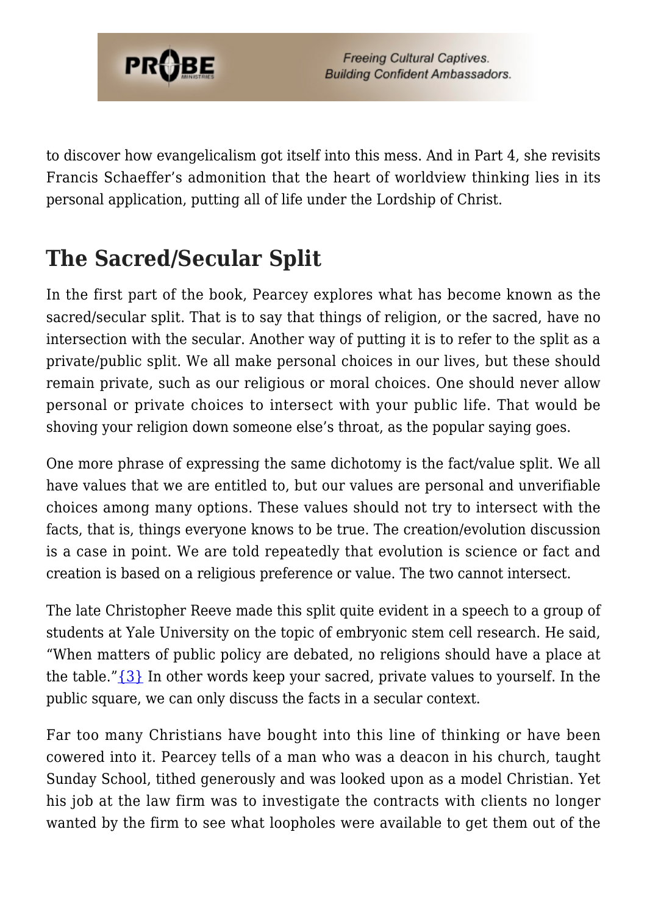to discover how evangelicalism got itself into this mess. And in Part 4, she revisits Francis Schaeffer's admonition that the heart of worldview thinking lies in its personal application, putting all of life under the Lordship of Christ.

## The Sacred/Secular Split

In the first part of the book, Pearcey explores what has become known as the sacred/secular split. That is to say that things of religion, or the sacred, have no intersection with the secular. Another way of putting it is to refer to the split as a private/public split. We all make personal choices in our lives, but these should remain private, such as our religious or moral choices. One should never allow personal or private choices to intersect with your public life. That would be shoving your religion down someone else's throat, as the popular saying goes.

One more phrase of expressing the same dichotomy is the fact/value split. We all have values that we are entitled to, but our values are personal and unverifiable choices among many options. These values should not try to intersect with the facts, that is, things everyone knows to be true. The creation/evolution discussion is a case in point. We are told repeatedly that evolution is science or fact and creation is based on a religious preference or value. The two cannot intersect.

The late Christopher Reeve made this split quite evident in a speech to a group of students at Yale University on the topic of embryonic stem cell research. He said, "When matters of public policy are debated, no religions should have a place at the table."{3} In other words keep your sacred, private values to yourself. In the public square, we can only discuss the facts in a secular context.

Far too many Christians have bought into this line of thinking or have been cowered into it. Pearcey tells of a man who was a deacon in his church, taught Sunday School, tithed generously and was looked upon as a model Christian. Yet his job at the law firm was to investigate the contracts with clients no longer wanted by the firm to see what loopholes were available to get them out of the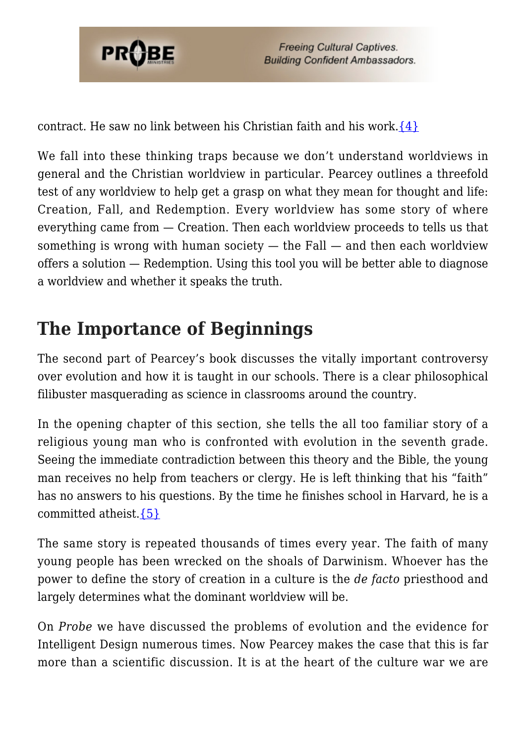contract. He saw no link between his Christian faith and his work.{4}

We fall into these thinking traps because we don't understand worldviews in general and the Christian worldview in particular. Pearcey outlines a threefold test of any worldview to help get a grasp on what they mean for thought and life: Creation, Fall, and Redemption. Every worldview has some story of where everything came from — Creation. Then each worldview proceeds to tells us that something is wrong with human society — the Fall — and then each worldview offers a solution — Redemption. Using this tool you will be better able to diagnose a worldview and whether it speaks the truth.

## The Importance of Beginnings

The second part of Pearcey's book discusses the vitally important controversy over evolution and how it is taught in our schools. There is a clear philosophical filibuster masquerading as science in classrooms around the country.

In the opening chapter of this section, she tells the all too familiar story of a religious young man who is confronted with evolution in the seventh grade. Seeing the immediate contradiction between this theory and the Bible, the young man receives no help from teachers or clergy. He is left thinking that his "faith" has no answers to his questions. By the time he finishes school in Harvard, he is a committed atheist.{5}

The same story is repeated thousands of times every year. The faith of many young people has been wrecked on the shoals of Darwinism. Whoever has the power to define the story of creation in a culture is the *de facto* priesthood and largely determines what the dominant worldview will be.

On *Probe* we have discussed the problems of evolution and the evidence for Intelligent Design numerous times. Now Pearcey makes the case that this is far more than a scientific discussion. It is at the heart of the culture war we are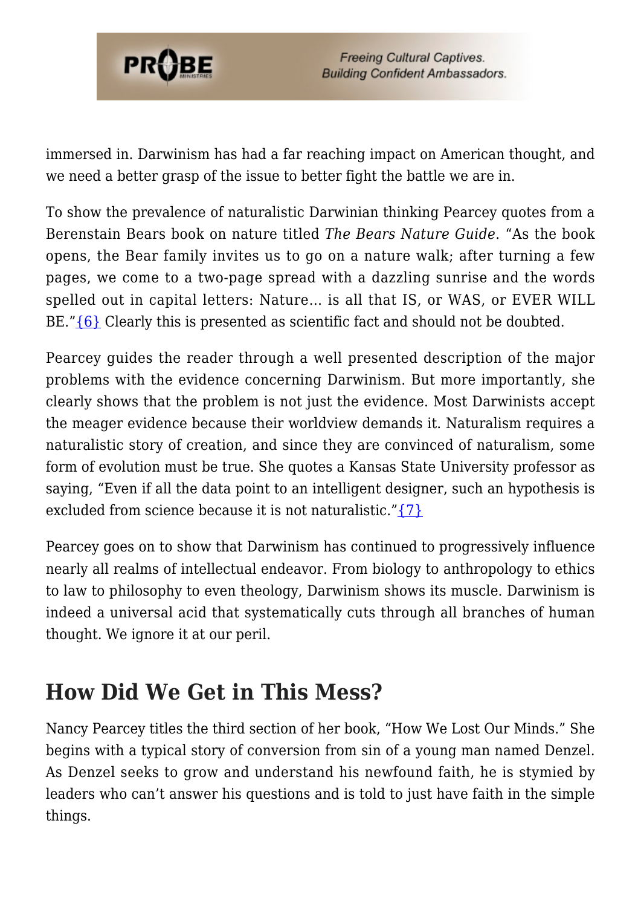immersed in. Darwinism has had a far reaching impact on American thought, and we need a better grasp of the issue to better fight the battle we are in.

To show the prevalence of naturalistic Darwinian thinking Pearcey quotes from a Berenstain Bears book on nature titled *The Bears Nature Guide*. "As the book opens, the Bear family invites us to go on a nature walk; after turning a few pages, we come to a two-page spread with a dazzling sunrise and the words spelled out in capital letters: Nature… is all that IS, or WAS, or EVER WILL BE."{6} Clearly this is presented as scientific fact and should not be doubted.

Pearcey guides the reader through a well presented description of the major problems with the evidence concerning Darwinism. But more importantly, she clearly shows that the problem is not just the evidence. Most Darwinists accept the meager evidence because their worldview demands it. Naturalism requires a naturalistic story of creation, and since they are convinced of naturalism, some form of evolution must be true. She quotes a Kansas State University professor as saying, "Even if all the data point to an intelligent designer, such an hypothesis is excluded from science because it is not naturalistic."{7}

Pearcey goes on to show that Darwinism has continued to progressively influence nearly all realms of intellectual endeavor. From biology to anthropology to ethics to law to philosophy to even theology, Darwinism shows its muscle. Darwinism is indeed a universal acid that systematically cuts through all branches of human thought. We ignore it at our peril.

## How Did We Get in This Mess?

Nancy Pearcey titles the third section of her book, "How We Lost Our Minds." She begins with a typical story of conversion from sin of a young man named Denzel. As Denzel seeks to grow and understand his newfound faith, he is stymied by leaders who can't answer his questions and is told to just have faith in the simple things.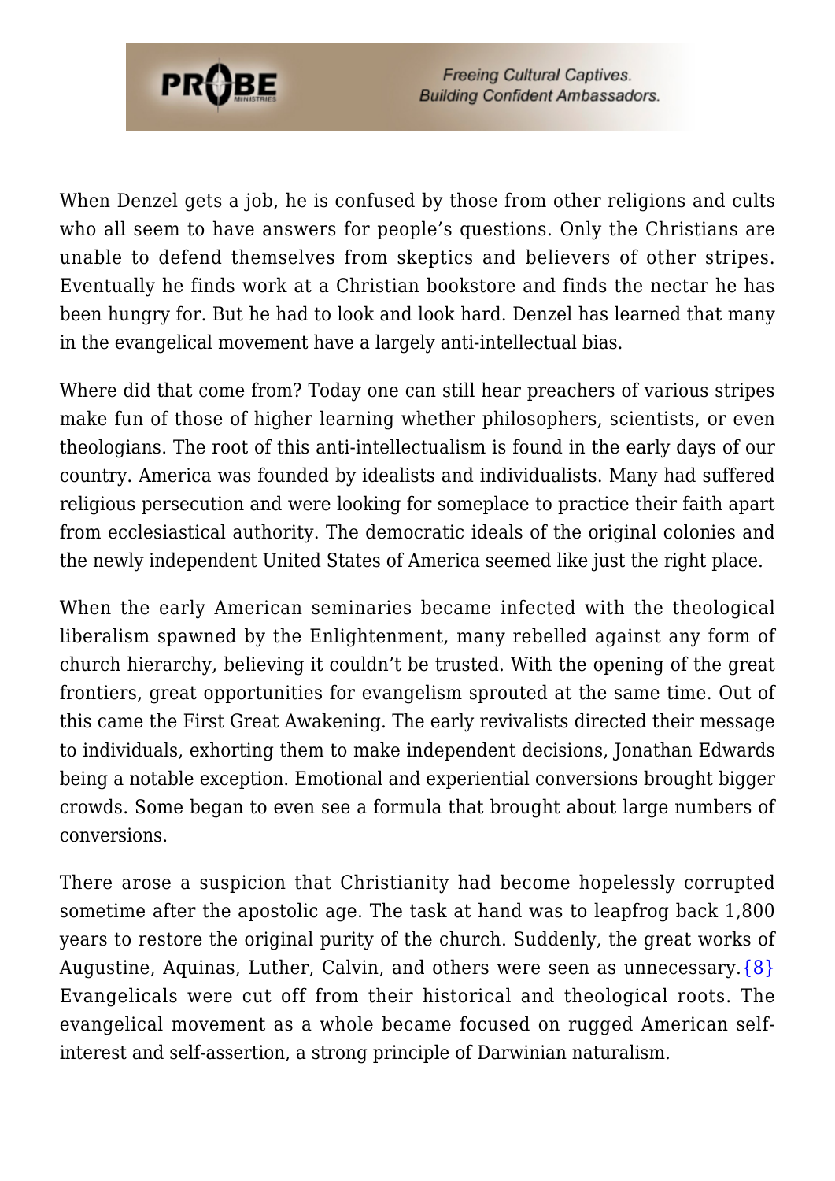When Denzel gets a job, he is confused by those from other religions and cults who all seem to have answers for people's questions. Only the Christians are unable to defend themselves from skeptics and believers of other stripes. Eventually he finds work at a Christian bookstore and finds the nectar he has been hungry for. But he had to look and look hard. Denzel has learned that many in the evangelical movement have a largely anti-intellectual bias.

Where did that come from? Today one can still hear preachers of various stripes make fun of those of higher learning whether philosophers, scientists, or even theologians. The root of this anti-intellectualism is found in the early days of our country. America was founded by idealists and individualists. Many had suffered religious persecution and were looking for someplace to practice their faith apart from ecclesiastical authority. The democratic ideals of the original colonies and the newly independent United States of America seemed like just the right place.

When the early American seminaries became infected with the theological liberalism spawned by the Enlightenment, many rebelled against any form of church hierarchy, believing it couldn't be trusted. With the opening of the great frontiers, great opportunities for evangelism sprouted at the same time. Out of this came the First Great Awakening. The early revivalists directed their message to individuals, exhorting them to make independent decisions, Jonathan Edwards being a notable exception. Emotional and experiential conversions brought bigger crowds. Some began to even see a formula that brought about large numbers of conversions.

There arose a suspicion that Christianity had become hopelessly corrupted sometime after the apostolic age. The task at hand was to leapfrog back 1,800 years to restore the original purity of the church. Suddenly, the great works of Augustine, Aquinas, Luther, Calvin, and others were seen as unnecessary.{8} Evangelicals were cut off from their historical and theological roots. The evangelical movement as a whole became focused on rugged American self-interest and self-assertion, a strong principle of Darwinian naturalism.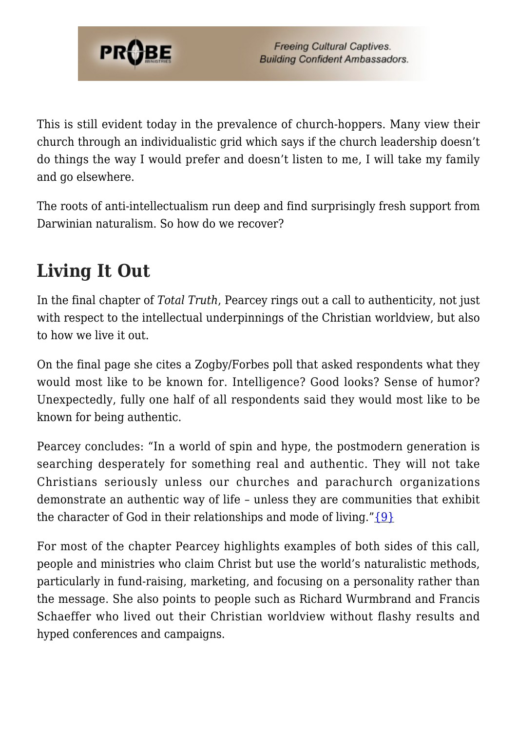This is still evident today in the prevalence of church-hoppers. Many view their church through an individualistic grid which says if the church leadership doesn't do things the way I would prefer and doesn't listen to me, I will take my family and go elsewhere.

The roots of anti-intellectualism run deep and find surprisingly fresh support from Darwinian naturalism. So how do we recover?

## Living It Out

In the final chapter of *Total Truth*, Pearcey rings out a call to authenticity, not just with respect to the intellectual underpinnings of the Christian worldview, but also to how we live it out.

On the final page she cites a Zogby/Forbes poll that asked respondents what they would most like to be known for. Intelligence? Good looks? Sense of humor? Unexpectedly, fully one half of all respondents said they would most like to be known for being authentic.

Pearcey concludes: "In a world of spin and hype, the postmodern generation is searching desperately for something real and authentic. They will not take Christians seriously unless our churches and parachurch organizations demonstrate an authentic way of life – unless they are communities that exhibit the character of God in their relationships and mode of living."{9}

For most of the chapter Pearcey highlights examples of both sides of this call, people and ministries who claim Christ but use the world's naturalistic methods, particularly in fund-raising, marketing, and focusing on a personality rather than the message. She also points to people such as Richard Wurmbrand and Francis Schaeffer who lived out their Christian worldview without flashy results and hyped conferences and campaigns.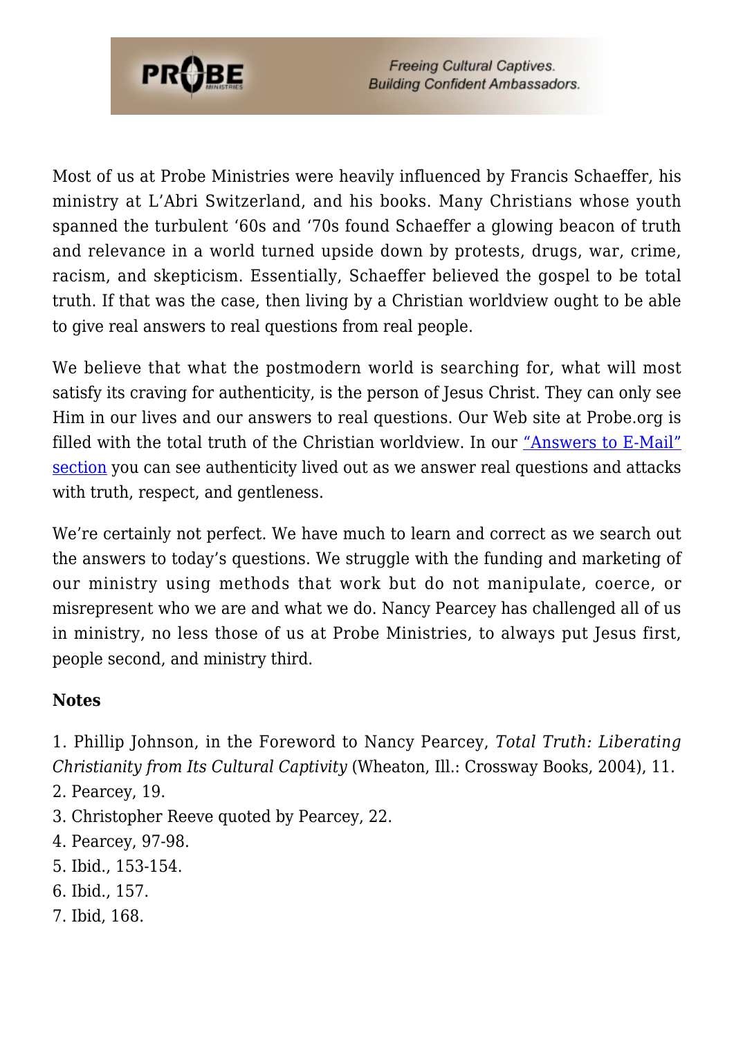Most of us at Probe Ministries were heavily influenced by Francis Schaeffer, his ministry at L'Abri Switzerland, and his books. Many Christians whose youth spanned the turbulent '60s and '70s found Schaeffer a glowing beacon of truth and relevance in a world turned upside down by protests, drugs, war, crime, racism, and skepticism. Essentially, Schaeffer believed the gospel to be total truth. If that was the case, then living by a Christian worldview ought to be able to give real answers to real questions from real people.

We believe that what the postmodern world is searching for, what will most satisfy its craving for authenticity, is the person of Jesus Christ. They can only see Him in our lives and our answers to real questions. Our Web site at Probe.org is filled with the total truth of the Christian worldview. In our "Answers to E-Mail" section you can see authenticity lived out as we answer real questions and attacks with truth, respect, and gentleness.

We're certainly not perfect. We have much to learn and correct as we search out the answers to today's questions. We struggle with the funding and marketing of our ministry using methods that work but do not manipulate, coerce, or misrepresent who we are and what we do. Nancy Pearcey has challenged all of us in ministry, no less those of us at Probe Ministries, to always put Jesus first, people second, and ministry third.

**Notes**

1. Phillip Johnson, in the Foreword to Nancy Pearcey, *Total Truth: Liberating Christianity from Its Cultural Captivity* (Wheaton, Ill.: Crossway Books, 2004), 11.
2. Pearcey, 19.
3. Christopher Reeve quoted by Pearcey, 22.
4. Pearcey, 97-98.
5. Ibid., 153-154.
6. Ibid., 157.
7. Ibid, 168.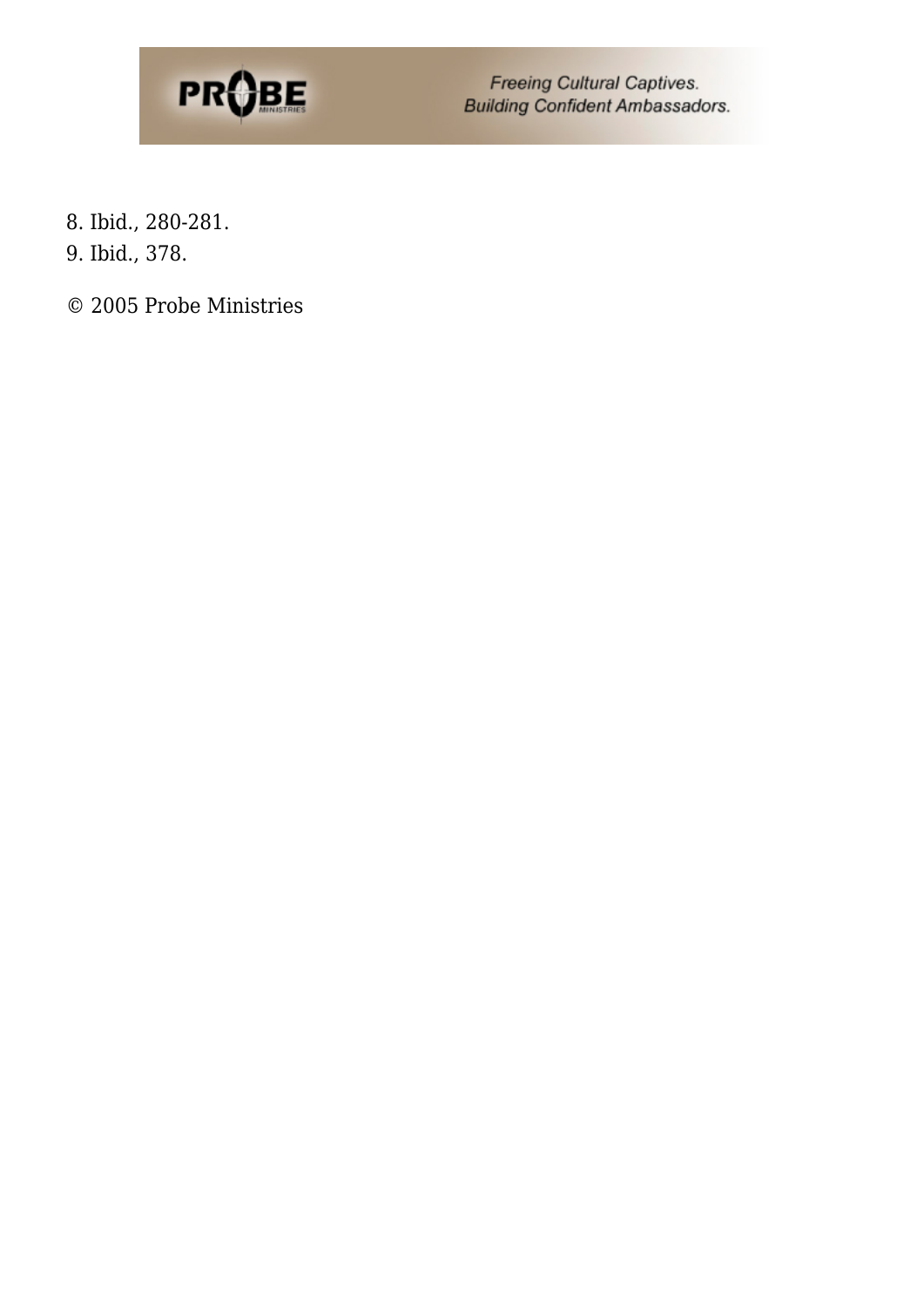8. Ibid., 280-281.
9. Ibid., 378.

© 2005 Probe Ministries